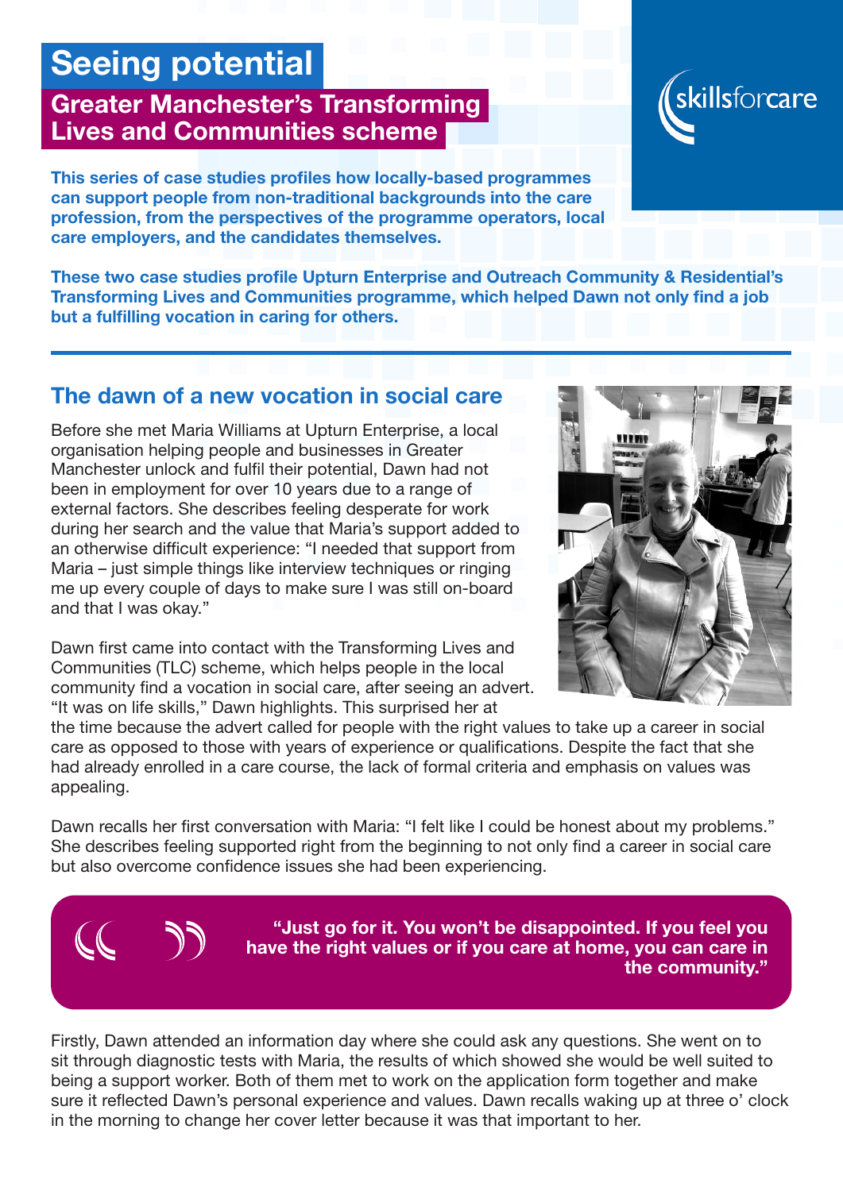# Seeing potential

## Greater Manchester's Transforming Lives and Communities scheme

skillsforcare

**This series of case studies profiles how locally-based programmes can support people from non-traditional backgrounds into the care profession, from the perspectives of the programme operators, local care employers, and the candidates themselves.**

**These two case studies profile Upturn Enterprise and Outreach Community & Residential's Transforming Lives and Communities programme, which helped Dawn not only find a job but a fulfilling vocation in caring for others.**

## The dawn of a new vocation in social care

Before she met Maria Williams at Upturn Enterprise, a local organisation helping people and businesses in Greater Manchester unlock and fulfil their potential, Dawn had not been in employment for over 10 years due to a range of external factors. She describes feeling desperate for work during her search and the value that Maria's support added to an otherwise difficult experience: "I needed that support from Maria – just simple things like interview techniques or ringing me up every couple of days to make sure I was still on-board and that I was okay."

Dawn first came into contact with the Transforming Lives and Communities (TLC) scheme, which helps people in the local community find a vocation in social care, after seeing an advert. "It was on life skills," Dawn highlights. This surprised her at the time because the advert called for people with the right values to take up a career in social care as opposed to those with years of experience or qualifications. Despite the fact that she had already enrolled in a care course, the lack of formal criteria and emphasis on values was appealing.

Dawn recalls her first conversation with Maria: "I felt like I could be honest about my problems." She describes feeling supported right from the beginning to not only find a career in social care but also overcome confidence issues she had been experiencing.

> **"Just go for it. You won't be disappointed. If you feel you have the right values or if you care at home, you can care in the community."**

Firstly, Dawn attended an information day where she could ask any questions. She went on to sit through diagnostic tests with Maria, the results of which showed she would be well suited to being a support worker. Both of them met to work on the application form together and make sure it reflected Dawn's personal experience and values. Dawn recalls waking up at three o' clock in the morning to change her cover letter because it was that important to her.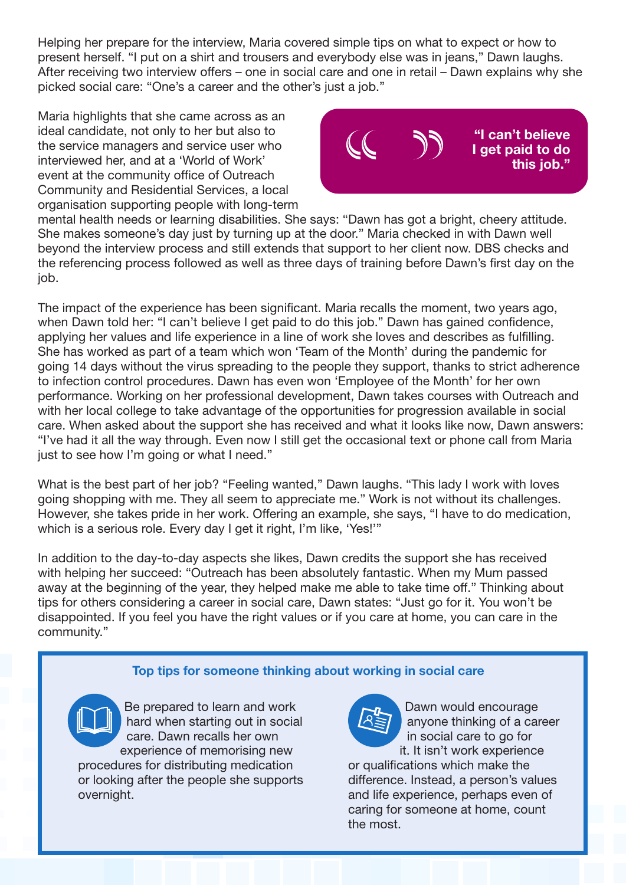Helping her prepare for the interview, Maria covered simple tips on what to expect or how to present herself. "I put on a shirt and trousers and everybody else was in jeans," Dawn laughs. After receiving two interview offers – one in social care and one in retail – Dawn explains why she picked social care: "One's a career and the other's just a job."

Maria highlights that she came across as an ideal candidate, not only to her but also to the service managers and service user who interviewed her, and at a 'World of Work' event at the community office of Outreach Community and Residential Services, a local organisation supporting people with long-term mental health needs or learning disabilities. She says: "Dawn has got a bright, cheery attitude. She makes someone's day just by turning up at the door." Maria checked in with Dawn well beyond the interview process and still extends that support to her client now. DBS checks and the referencing process followed as well as three days of training before Dawn's first day on the job.

> **"I can't believe I get paid to do this job."**

The impact of the experience has been significant. Maria recalls the moment, two years ago, when Dawn told her: "I can't believe I get paid to do this job." Dawn has gained confidence, applying her values and life experience in a line of work she loves and describes as fulfilling. She has worked as part of a team which won 'Team of the Month' during the pandemic for going 14 days without the virus spreading to the people they support, thanks to strict adherence to infection control procedures. Dawn has even won 'Employee of the Month' for her own performance. Working on her professional development, Dawn takes courses with Outreach and with her local college to take advantage of the opportunities for progression available in social care. When asked about the support she has received and what it looks like now, Dawn answers: "I've had it all the way through. Even now I still get the occasional text or phone call from Maria just to see how I'm going or what I need."

What is the best part of her job? "Feeling wanted," Dawn laughs. "This lady I work with loves going shopping with me. They all seem to appreciate me." Work is not without its challenges. However, she takes pride in her work. Offering an example, she says, "I have to do medication, which is a serious role. Every day I get it right, I'm like, 'Yes!'"

In addition to the day-to-day aspects she likes, Dawn credits the support she has received with helping her succeed: "Outreach has been absolutely fantastic. When my Mum passed away at the beginning of the year, they helped make me able to take time off." Thinking about tips for others considering a career in social care, Dawn states: "Just go for it. You won't be disappointed. If you feel you have the right values or if you care at home, you can care in the community."

### Top tips for someone thinking about working in social care

Be prepared to learn and work hard when starting out in social care. Dawn recalls her own experience of memorising new procedures for distributing medication or looking after the people she supports overnight.

Dawn would encourage anyone thinking of a career in social care to go for it. It isn't work experience or qualifications which make the difference. Instead, a person's values and life experience, perhaps even of caring for someone at home, count the most.